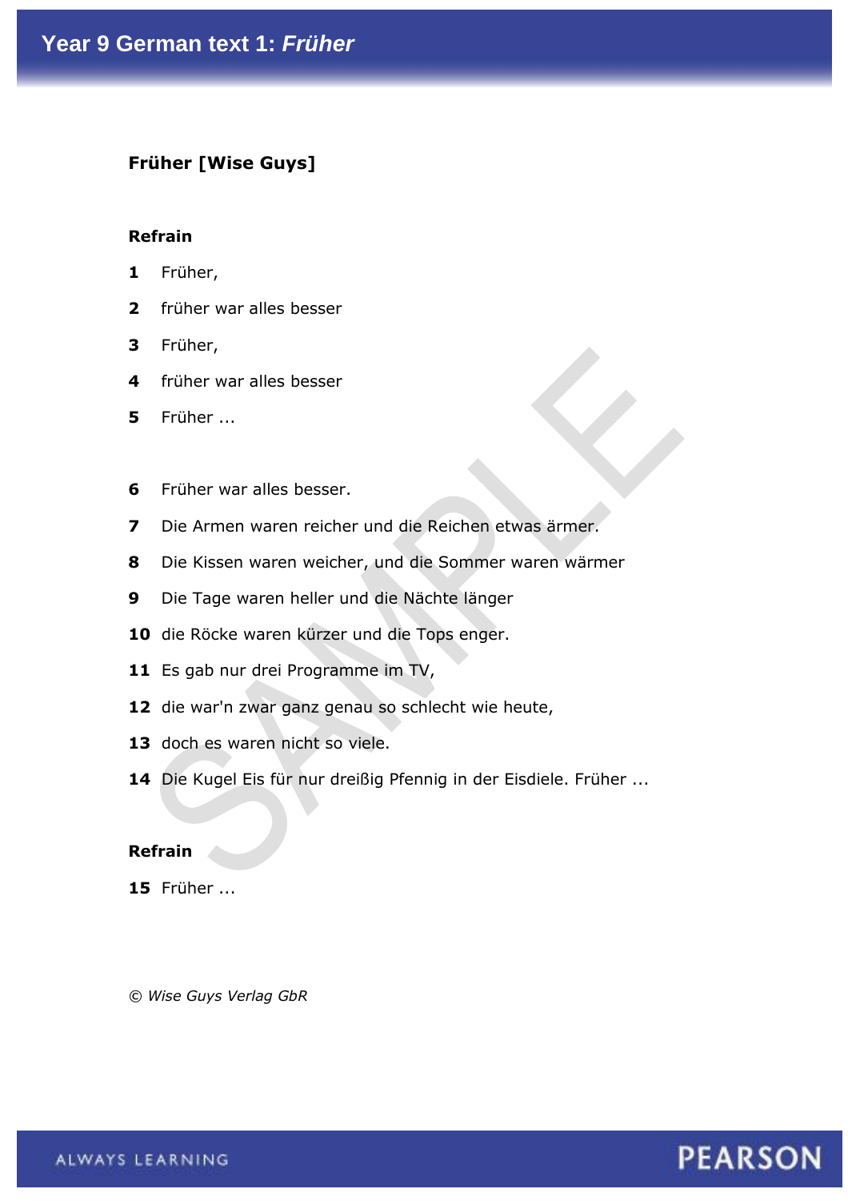# Year 9 German text 1: *Früher*

**Früher [Wise Guys]**

**Refrain**

1 Früher,

2 früher war alles besser

3 Früher,

4 früher war alles besser

5 Früher ...

6 Früher war alles besser.

7 Die Armen waren reicher und die Reichen etwas ärmer.

8 Die Kissen waren weicher, und die Sommer waren wärmer

9 Die Tage waren heller und die Nächte länger

10 die Röcke waren kürzer und die Tops enger.

11 Es gab nur drei Programme im TV,

12 die war'n zwar ganz genau so schlecht wie heute,

13 doch es waren nicht so viele.

14 Die Kugel Eis für nur dreißig Pfennig in der Eisdiele. Früher ...

**Refrain**

15 Früher ...

*© Wise Guys Verlag GbR*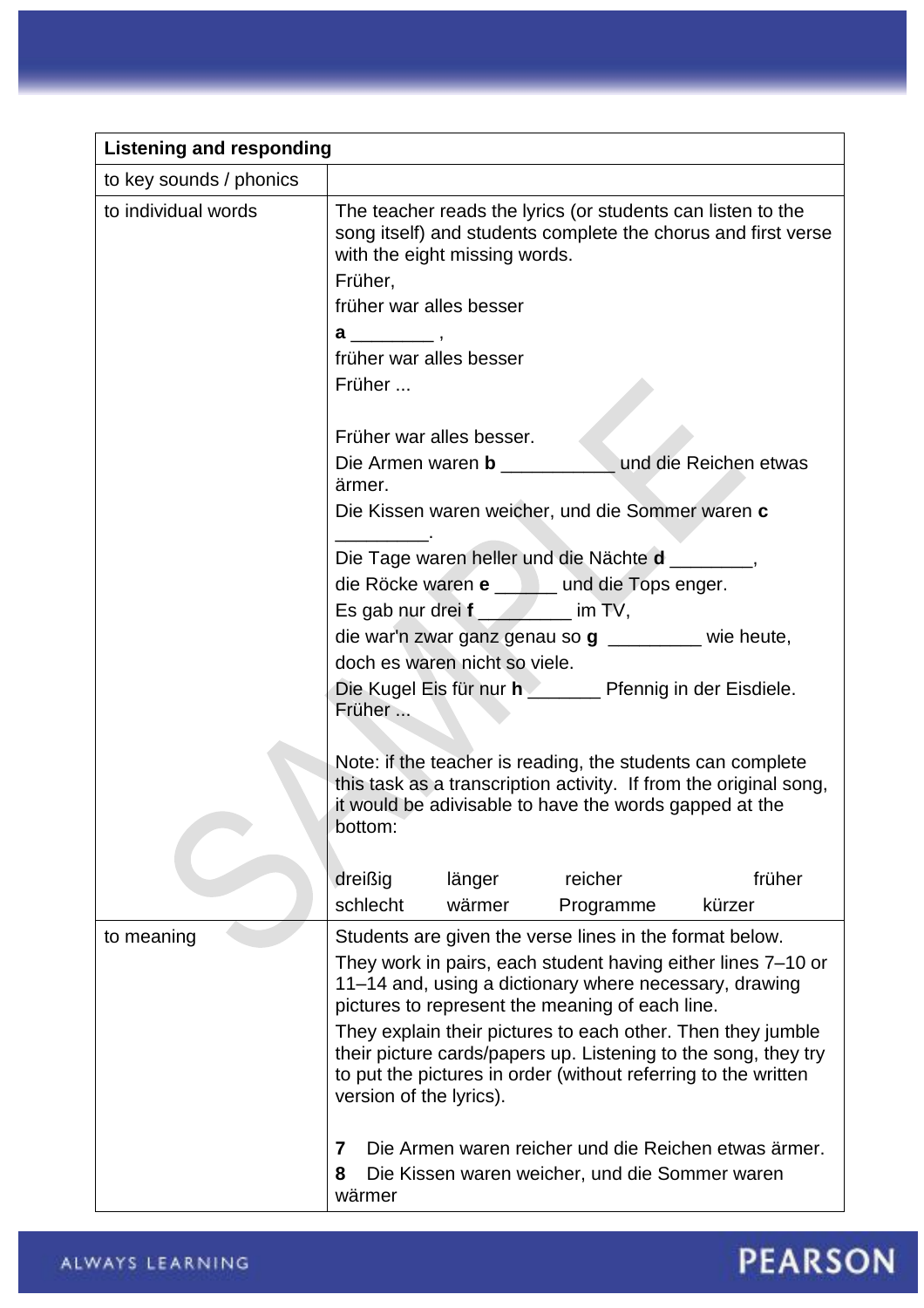| Listening and responding | |
|---|---|
| to key sounds / phonics | |
| to individual words | The teacher reads the lyrics (or students can listen to the song itself) and students complete the chorus and first verse with the eight missing words.<br>Früher,<br>früher war alles besser<br>**a** ________ ,<br>früher war alles besser<br>Früher ...<br><br>Früher war alles besser.<br>Die Armen waren **b** ___________ und die Reichen etwas ärmer.<br>Die Kissen waren weicher, und die Sommer waren **c** _________.<br>Die Tage waren heller und die Nächte **d** ________,<br>die Röcke waren **e** ______ und die Tops enger.<br>Es gab nur drei **f** _________ im TV,<br>die war'n zwar ganz genau so **g** _________ wie heute,<br>doch es waren nicht so viele.<br>Die Kugel Eis für nur **h** _______ Pfennig in der Eisdiele.<br>Früher ...<br><br>Note: if the teacher is reading, the students can complete this task as a transcription activity. If from the original song, it would be adivisable to have the words gapped at the bottom:<br><br>dreißig länger reicher früher<br>schlecht wärmer Programme kürzer |
| to meaning | Students are given the verse lines in the format below.<br>They work in pairs, each student having either lines 7–10 or 11–14 and, using a dictionary where necessary, drawing pictures to represent the meaning of each line.<br>They explain their pictures to each other. Then they jumble their picture cards/papers up. Listening to the song, they try to put the pictures in order (without referring to the written version of the lyrics).<br><br>**7** Die Armen waren reicher und die Reichen etwas ärmer.<br>**8** Die Kissen waren weicher, und die Sommer waren wärmer |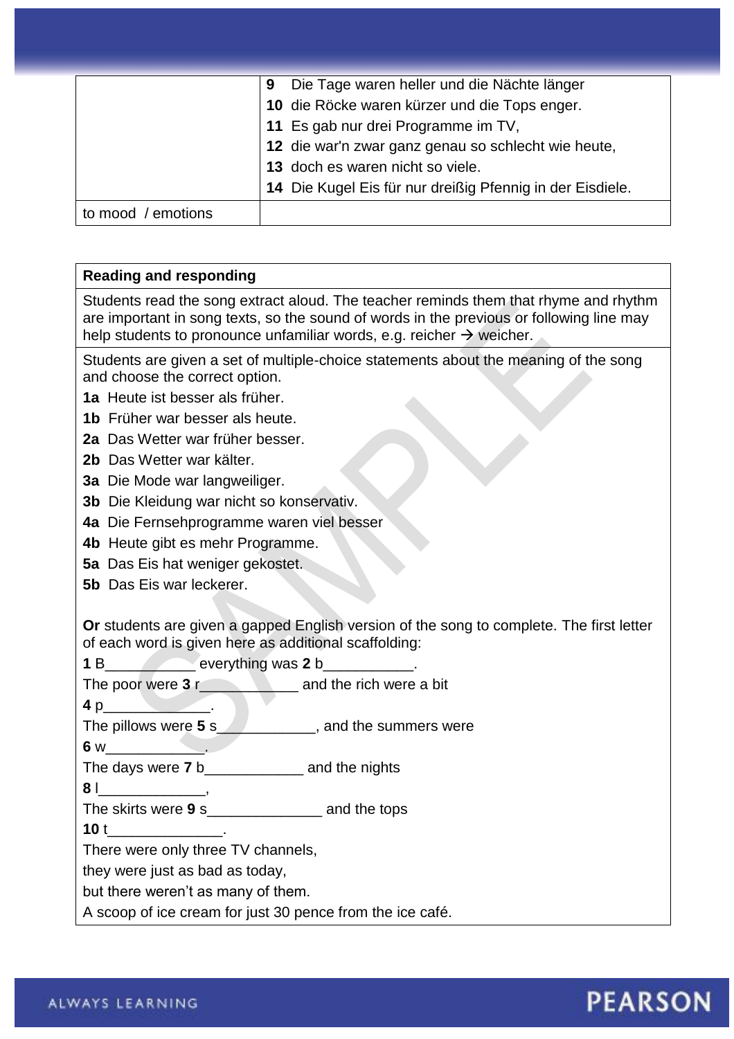| | |
|---|---|
| | **9** Die Tage waren heller und die Nächte länger<br>**10** die Röcke waren kürzer und die Tops enger.<br>**11** Es gab nur drei Programme im TV,<br>**12** die war'n zwar ganz genau so schlecht wie heute,<br>**13** doch es waren nicht so viele.<br>**14** Die Kugel Eis für nur dreißig Pfennig in der Eisdiele. |
| to mood / emotions | |

| **Reading and responding** |
|---|
| Students read the song extract aloud. The teacher reminds them that rhyme and rhythm are important in song texts, so the sound of words in the previous or following line may help students to pronounce unfamiliar words, e.g. reicher → weicher. |
| Students are given a set of multiple-choice statements about the meaning of the song and choose the correct option.<br>**1a** Heute ist besser als früher.<br>**1b** Früher war besser als heute.<br>**2a** Das Wetter war früher besser.<br>**2b** Das Wetter war kälter.<br>**3a** Die Mode war langweiliger.<br>**3b** Die Kleidung war nicht so konservativ.<br>**4a** Die Fernsehprogramme waren viel besser<br>**4b** Heute gibt es mehr Programme.<br>**5a** Das Eis hat weniger gekostet.<br>**5b** Das Eis war leckerer.<br><br>**Or** students are given a gapped English version of the song to complete. The first letter of each word is given here as additional scaffolding:<br>**1** B___________ everything was **2** b___________.<br>The poor were **3** r____________ and the rich were a bit<br>**4** p_____________.<br>The pillows were **5** s____________, and the summers were<br>**6** w____________.<br>The days were **7** b____________ and the nights<br>**8** l_____________,<br>The skirts were **9** s______________ and the tops<br>**10** t______________.<br>There were only three TV channels,<br>they were just as bad as today,<br>but there weren't as many of them.<br>A scoop of ice cream for just 30 pence from the ice café. |